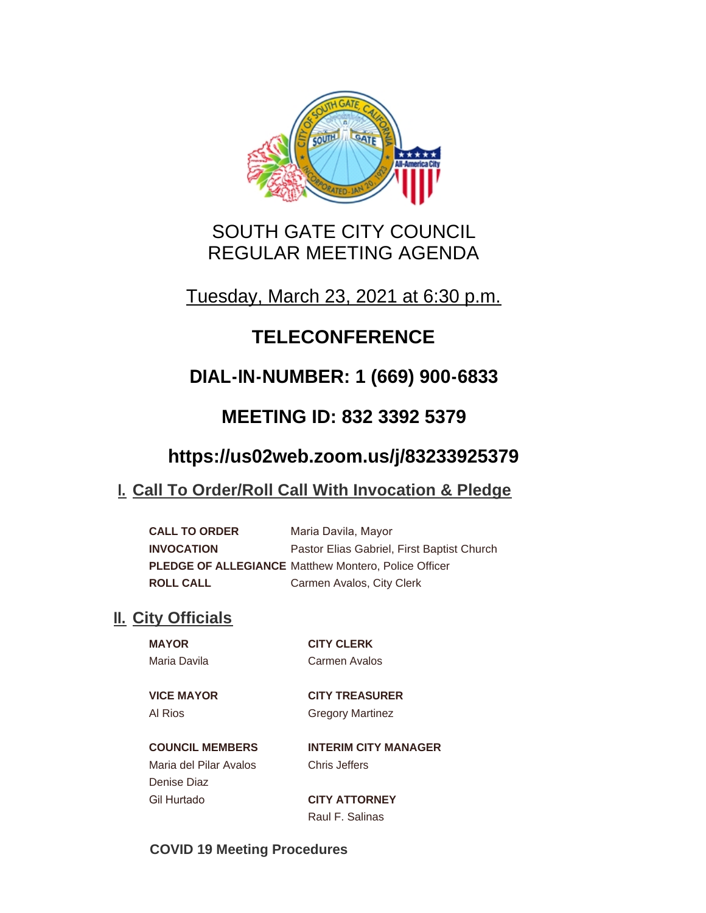# SOUTH GATE CITY COUNCIL
# REGULAR MEETING AGENDA

Tuesday, March 23, 2021 at 6:30 p.m.

## TELECONFERENCE

## DIAL-IN-NUMBER: 1 (669) 900-6833

## MEETING ID: 832 3392 5379

## https://us02web.zoom.us/j/83233925379

## I. Call To Order/Roll Call With Invocation & Pledge

| | |
|---|---|
| **CALL TO ORDER** | Maria Davila, Mayor |
| **INVOCATION** | Pastor Elias Gabriel, First Baptist Church |
| **PLEDGE OF ALLEGIANCE** | Matthew Montero, Police Officer |
| **ROLL CALL** | Carmen Avalos, City Clerk |

## II. City Officials

**MAYOR**
Maria Davila

**VICE MAYOR**
Al Rios

**COUNCIL MEMBERS**
Maria del Pilar Avalos
Denise Diaz
Gil Hurtado

**CITY CLERK**
Carmen Avalos

**CITY TREASURER**
Gregory Martinez

**INTERIM CITY MANAGER**
Chris Jeffers

**CITY ATTORNEY**
Raul F. Salinas

**COVID 19 Meeting Procedures**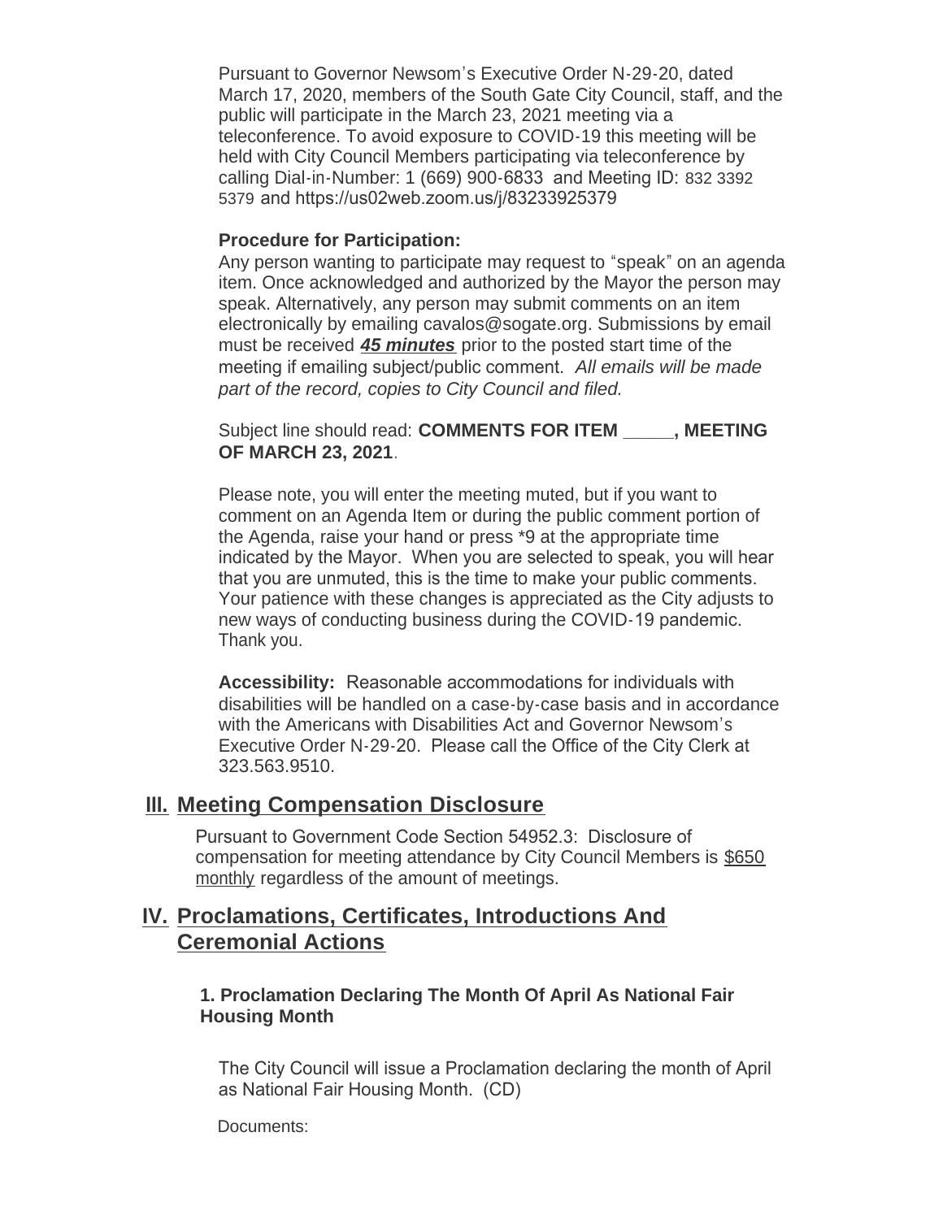Pursuant to Governor Newsom's Executive Order N-29-20, dated March 17, 2020, members of the South Gate City Council, staff, and the public will participate in the March 23, 2021 meeting via a teleconference. To avoid exposure to COVID-19 this meeting will be held with City Council Members participating via teleconference by calling Dial-in-Number: 1 (669) 900-6833 and Meeting ID: 832 3392 5379 and https://us02web.zoom.us/j/83233925379

**Procedure for Participation:**

Any person wanting to participate may request to "speak" on an agenda item. Once acknowledged and authorized by the Mayor the person may speak. Alternatively, any person may submit comments on an item electronically by emailing cavalos@sogate.org. Submissions by email must be received ***45 minutes*** prior to the posted start time of the meeting if emailing subject/public comment. *All emails will be made part of the record, copies to City Council and filed.*

Subject line should read: **COMMENTS FOR ITEM _____, MEETING OF MARCH 23, 2021**.

Please note, you will enter the meeting muted, but if you want to comment on an Agenda Item or during the public comment portion of the Agenda, raise your hand or press *9 at the appropriate time indicated by the Mayor. When you are selected to speak, you will hear that you are unmuted, this is the time to make your public comments. Your patience with these changes is appreciated as the City adjusts to new ways of conducting business during the COVID-19 pandemic. Thank you.

**Accessibility:** Reasonable accommodations for individuals with disabilities will be handled on a case-by-case basis and in accordance with the Americans with Disabilities Act and Governor Newsom's Executive Order N-29-20. Please call the Office of the City Clerk at 323.563.9510.

## III. Meeting Compensation Disclosure

Pursuant to Government Code Section 54952.3: Disclosure of compensation for meeting attendance by City Council Members is $650 monthly regardless of the amount of meetings.

## IV. Proclamations, Certificates, Introductions And Ceremonial Actions

### 1. Proclamation Declaring The Month Of April As National Fair Housing Month

The City Council will issue a Proclamation declaring the month of April as National Fair Housing Month. (CD)

Documents: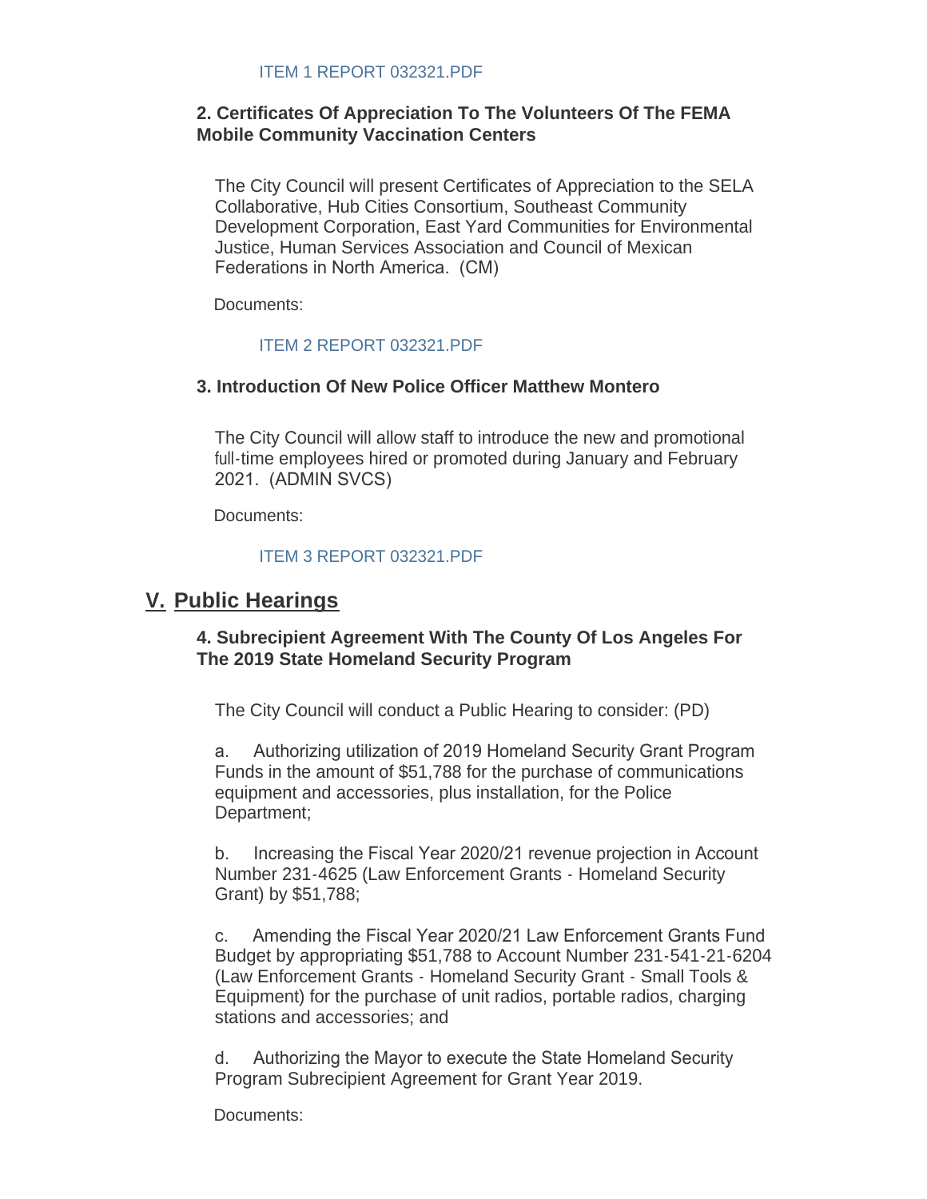ITEM 1 REPORT 032321.PDF

### 2. Certificates Of Appreciation To The Volunteers Of The FEMA Mobile Community Vaccination Centers

The City Council will present Certificates of Appreciation to the SELA Collaborative, Hub Cities Consortium, Southeast Community Development Corporation, East Yard Communities for Environmental Justice, Human Services Association and Council of Mexican Federations in North America. (CM)

Documents:

ITEM 2 REPORT 032321.PDF

### 3. Introduction Of New Police Officer Matthew Montero

The City Council will allow staff to introduce the new and promotional full-time employees hired or promoted during January and February 2021. (ADMIN SVCS)

Documents:

ITEM 3 REPORT 032321.PDF

## V. Public Hearings

### 4. Subrecipient Agreement With The County Of Los Angeles For The 2019 State Homeland Security Program

The City Council will conduct a Public Hearing to consider: (PD)

a. Authorizing utilization of 2019 Homeland Security Grant Program Funds in the amount of $51,788 for the purchase of communications equipment and accessories, plus installation, for the Police Department;

b. Increasing the Fiscal Year 2020/21 revenue projection in Account Number 231-4625 (Law Enforcement Grants - Homeland Security Grant) by $51,788;

c. Amending the Fiscal Year 2020/21 Law Enforcement Grants Fund Budget by appropriating $51,788 to Account Number 231-541-21-6204 (Law Enforcement Grants - Homeland Security Grant - Small Tools & Equipment) for the purchase of unit radios, portable radios, charging stations and accessories; and

d. Authorizing the Mayor to execute the State Homeland Security Program Subrecipient Agreement for Grant Year 2019.

Documents: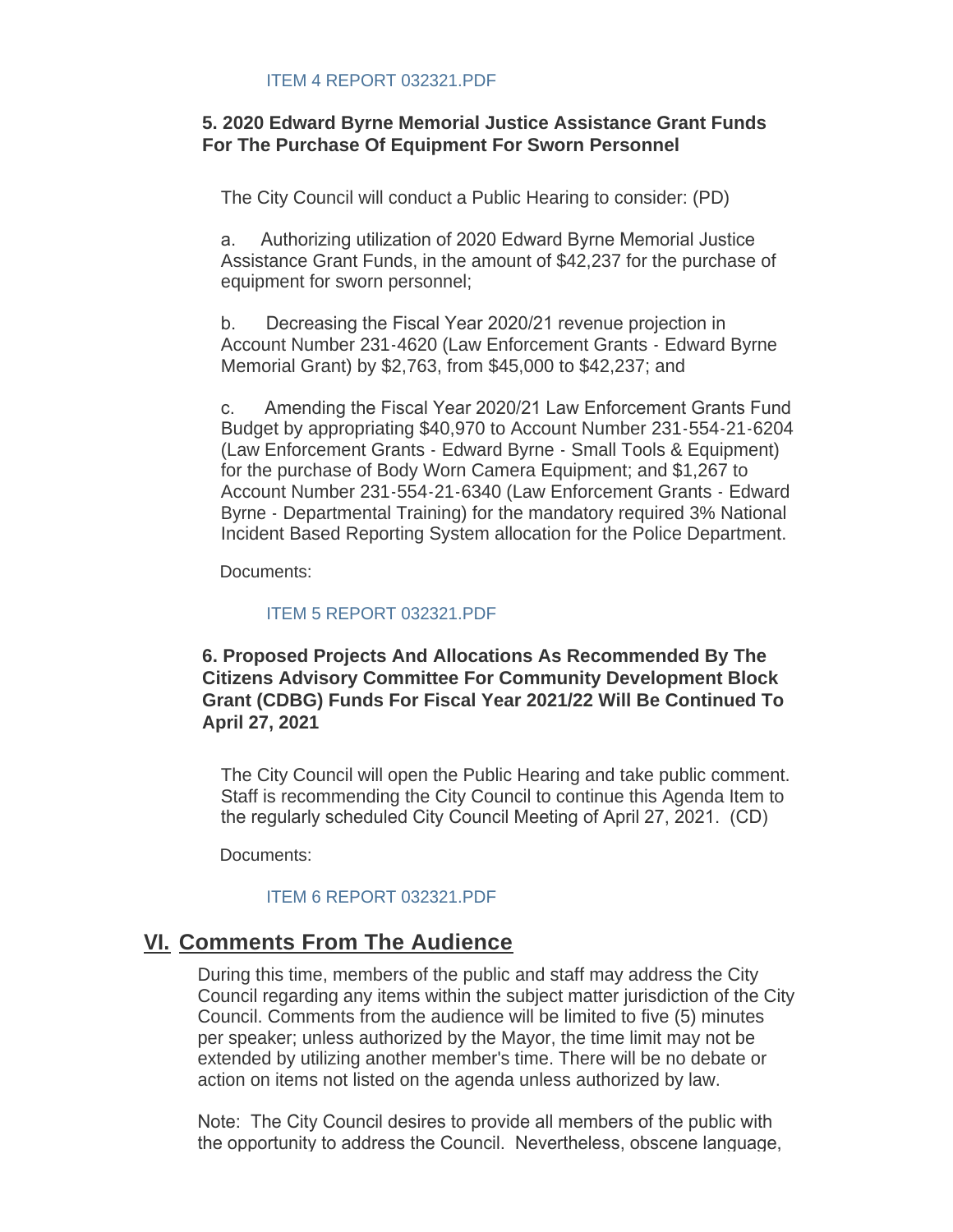ITEM 4 REPORT 032321.PDF

**5. 2020 Edward Byrne Memorial Justice Assistance Grant Funds For The Purchase Of Equipment For Sworn Personnel**

The City Council will conduct a Public Hearing to consider: (PD)

a. Authorizing utilization of 2020 Edward Byrne Memorial Justice Assistance Grant Funds, in the amount of $42,237 for the purchase of equipment for sworn personnel;

b. Decreasing the Fiscal Year 2020/21 revenue projection in Account Number 231-4620 (Law Enforcement Grants - Edward Byrne Memorial Grant) by $2,763, from $45,000 to $42,237; and

c. Amending the Fiscal Year 2020/21 Law Enforcement Grants Fund Budget by appropriating $40,970 to Account Number 231-554-21-6204 (Law Enforcement Grants - Edward Byrne - Small Tools & Equipment) for the purchase of Body Worn Camera Equipment; and $1,267 to Account Number 231-554-21-6340 (Law Enforcement Grants - Edward Byrne - Departmental Training) for the mandatory required 3% National Incident Based Reporting System allocation for the Police Department.

Documents:

ITEM 5 REPORT 032321.PDF

**6. Proposed Projects And Allocations As Recommended By The Citizens Advisory Committee For Community Development Block Grant (CDBG) Funds For Fiscal Year 2021/22 Will Be Continued To April 27, 2021**

The City Council will open the Public Hearing and take public comment. Staff is recommending the City Council to continue this Agenda Item to the regularly scheduled City Council Meeting of April 27, 2021. (CD)

Documents:

ITEM 6 REPORT 032321.PDF

## VI. Comments From The Audience

During this time, members of the public and staff may address the City Council regarding any items within the subject matter jurisdiction of the City Council. Comments from the audience will be limited to five (5) minutes per speaker; unless authorized by the Mayor, the time limit may not be extended by utilizing another member's time. There will be no debate or action on items not listed on the agenda unless authorized by law.

Note: The City Council desires to provide all members of the public with the opportunity to address the Council. Nevertheless, obscene language,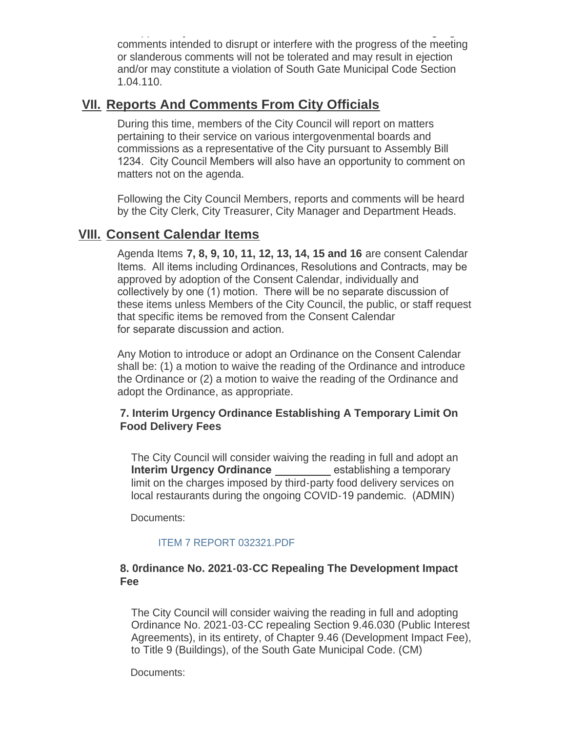comments intended to disrupt or interfere with the progress of the meeting or slanderous comments will not be tolerated and may result in ejection and/or may constitute a violation of South Gate Municipal Code Section 1.04.110.

## VII. Reports And Comments From City Officials

During this time, members of the City Council will report on matters pertaining to their service on various intergovenmental boards and commissions as a representative of the City pursuant to Assembly Bill 1234. City Council Members will also have an opportunity to comment on matters not on the agenda.

Following the City Council Members, reports and comments will be heard by the City Clerk, City Treasurer, City Manager and Department Heads.

## VIII. Consent Calendar Items

Agenda Items **7, 8, 9, 10, 11, 12, 13, 14, 15 and 16** are consent Calendar Items. All items including Ordinances, Resolutions and Contracts, may be approved by adoption of the Consent Calendar, individually and collectively by one (1) motion. There will be no separate discussion of these items unless Members of the City Council, the public, or staff request that specific items be removed from the Consent Calendar for separate discussion and action.

Any Motion to introduce or adopt an Ordinance on the Consent Calendar shall be: (1) a motion to waive the reading of the Ordinance and introduce the Ordinance or (2) a motion to waive the reading of the Ordinance and adopt the Ordinance, as appropriate.

### 7. Interim Urgency Ordinance Establishing A Temporary Limit On Food Delivery Fees

The City Council will consider waiving the reading in full and adopt an **Interim Urgency Ordinance** _________ establishing a temporary limit on the charges imposed by third-party food delivery services on local restaurants during the ongoing COVID-19 pandemic. (ADMIN)

Documents:

ITEM 7 REPORT 032321.PDF

### 8. 0rdinance No. 2021-03-CC Repealing The Development Impact Fee

The City Council will consider waiving the reading in full and adopting Ordinance No. 2021-03-CC repealing Section 9.46.030 (Public Interest Agreements), in its entirety, of Chapter 9.46 (Development Impact Fee), to Title 9 (Buildings), of the South Gate Municipal Code. (CM)

Documents: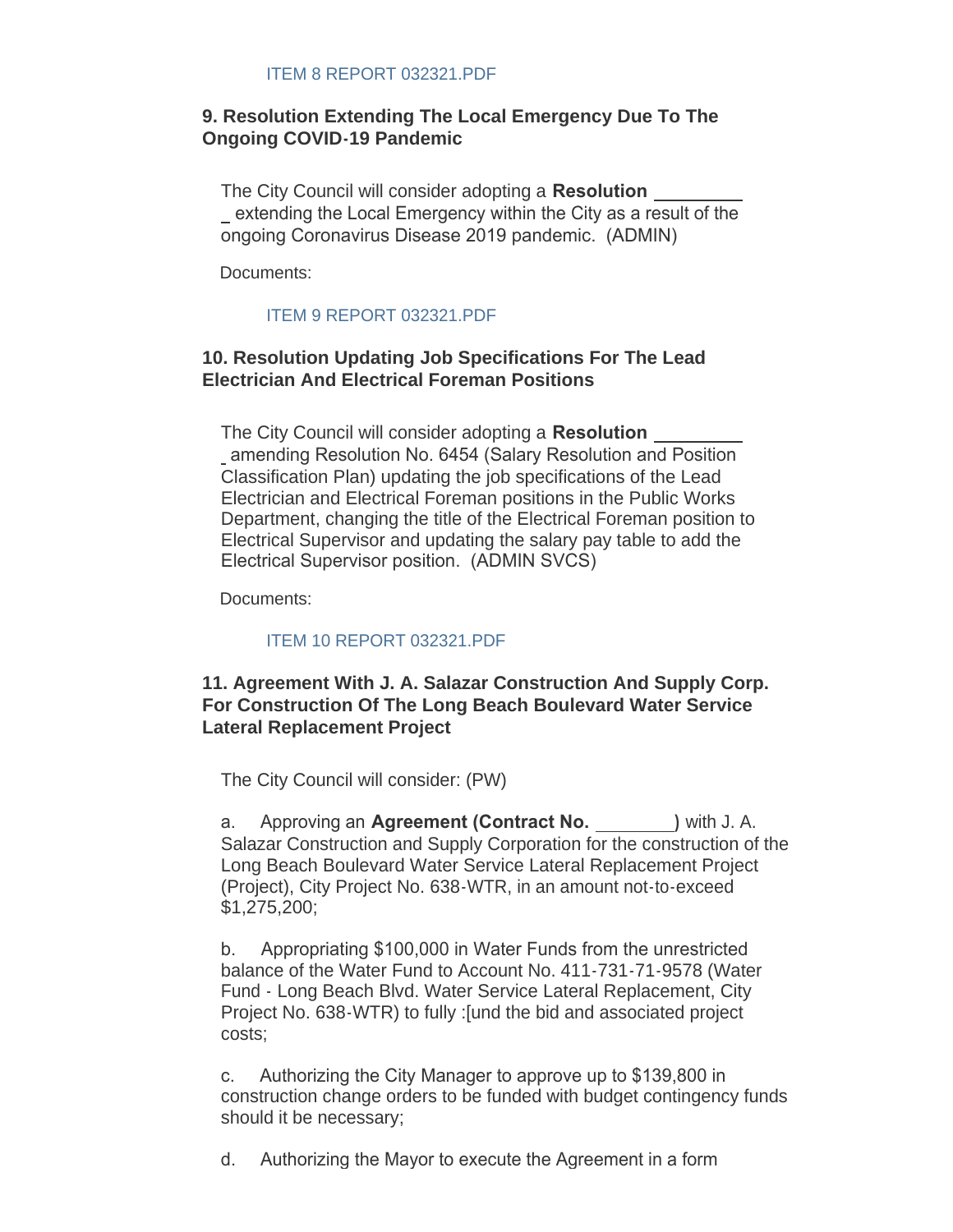ITEM 8 REPORT 032321.PDF

### 9. Resolution Extending The Local Emergency Due To The Ongoing COVID-19 Pandemic

The City Council will consider adopting a **Resolution** __________ extending the Local Emergency within the City as a result of the ongoing Coronavirus Disease 2019 pandemic. (ADMIN)

Documents:

ITEM 9 REPORT 032321.PDF

### 10. Resolution Updating Job Specifications For The Lead Electrician And Electrical Foreman Positions

The City Council will consider adopting a **Resolution** __________ amending Resolution No. 6454 (Salary Resolution and Position Classification Plan) updating the job specifications of the Lead Electrician and Electrical Foreman positions in the Public Works Department, changing the title of the Electrical Foreman position to Electrical Supervisor and updating the salary pay table to add the Electrical Supervisor position. (ADMIN SVCS)

Documents:

ITEM 10 REPORT 032321.PDF

### 11. Agreement With J. A. Salazar Construction And Supply Corp. For Construction Of The Long Beach Boulevard Water Service Lateral Replacement Project

The City Council will consider: (PW)

a. Approving an **Agreement (Contract No. ________)** with J. A. Salazar Construction and Supply Corporation for the construction of the Long Beach Boulevard Water Service Lateral Replacement Project (Project), City Project No. 638-WTR, in an amount not-to-exceed $1,275,200;

b. Appropriating $100,000 in Water Funds from the unrestricted balance of the Water Fund to Account No. 411-731-71-9578 (Water Fund - Long Beach Blvd. Water Service Lateral Replacement, City Project No. 638-WTR) to fully :[und the bid and associated project costs;

c. Authorizing the City Manager to approve up to $139,800 in construction change orders to be funded with budget contingency funds should it be necessary;

d. Authorizing the Mayor to execute the Agreement in a form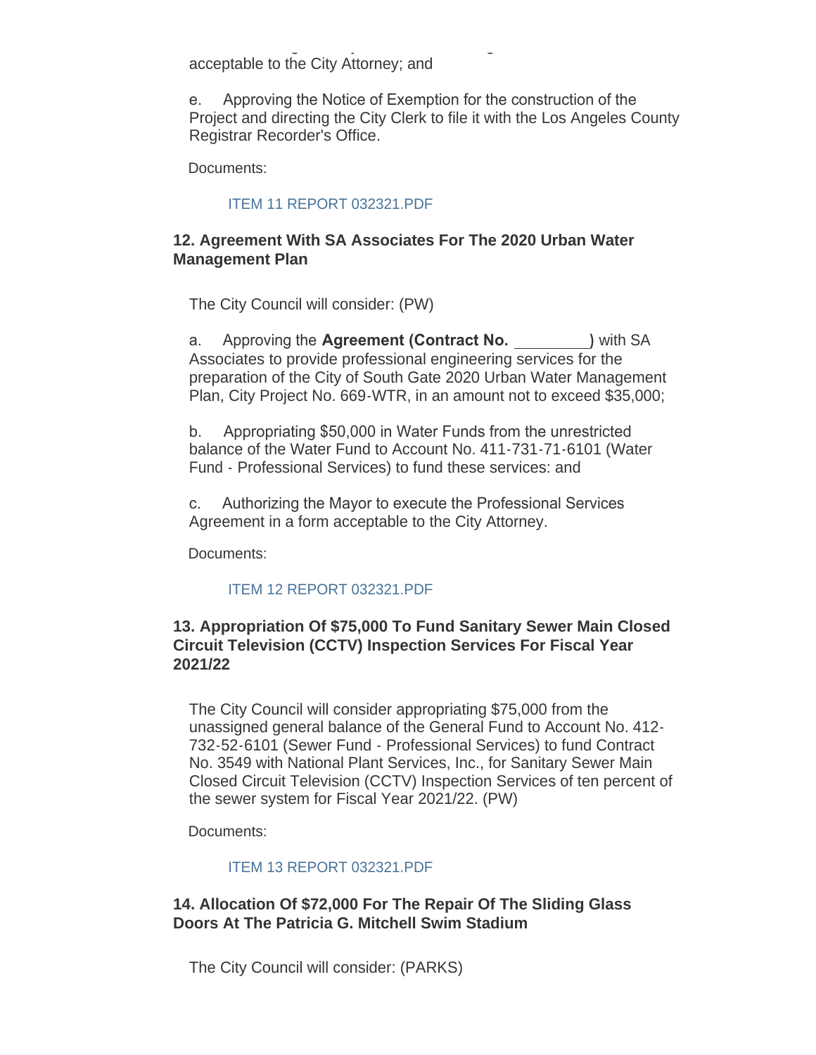acceptable to the City Attorney; and

e. Approving the Notice of Exemption for the construction of the Project and directing the City Clerk to file it with the Los Angeles County Registrar Recorder's Office.

Documents:

ITEM 11 REPORT 032321.PDF

### 12. Agreement With SA Associates For The 2020 Urban Water Management Plan

The City Council will consider: (PW)

a. Approving the **Agreement (Contract No. \_\_\_\_\_\_\_\_\_)** with SA Associates to provide professional engineering services for the preparation of the City of South Gate 2020 Urban Water Management Plan, City Project No. 669-WTR, in an amount not to exceed $35,000;

b. Appropriating $50,000 in Water Funds from the unrestricted balance of the Water Fund to Account No. 411-731-71-6101 (Water Fund - Professional Services) to fund these services: and

c. Authorizing the Mayor to execute the Professional Services Agreement in a form acceptable to the City Attorney.

Documents:

ITEM 12 REPORT 032321.PDF

### 13. Appropriation Of $75,000 To Fund Sanitary Sewer Main Closed Circuit Television (CCTV) Inspection Services For Fiscal Year 2021/22

The City Council will consider appropriating $75,000 from the unassigned general balance of the General Fund to Account No. 412-732-52-6101 (Sewer Fund - Professional Services) to fund Contract No. 3549 with National Plant Services, Inc., for Sanitary Sewer Main Closed Circuit Television (CCTV) Inspection Services of ten percent of the sewer system for Fiscal Year 2021/22. (PW)

Documents:

ITEM 13 REPORT 032321.PDF

### 14. Allocation Of $72,000 For The Repair Of The Sliding Glass Doors At The Patricia G. Mitchell Swim Stadium

The City Council will consider: (PARKS)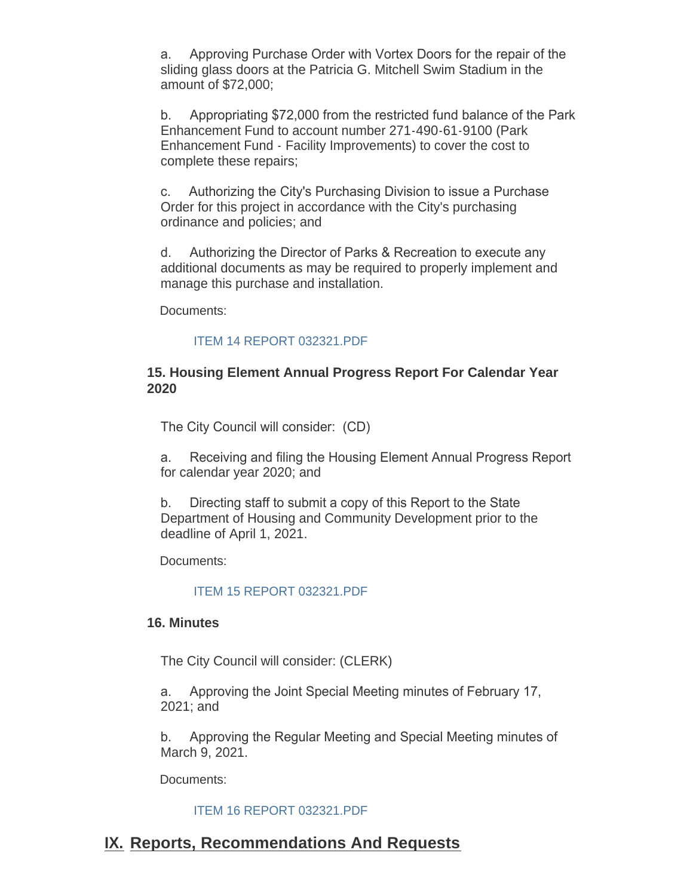a. Approving Purchase Order with Vortex Doors for the repair of the sliding glass doors at the Patricia G. Mitchell Swim Stadium in the amount of $72,000;

b. Appropriating $72,000 from the restricted fund balance of the Park Enhancement Fund to account number 271-490-61-9100 (Park Enhancement Fund - Facility Improvements) to cover the cost to complete these repairs;

c. Authorizing the City's Purchasing Division to issue a Purchase Order for this project in accordance with the City's purchasing ordinance and policies; and

d. Authorizing the Director of Parks & Recreation to execute any additional documents as may be required to properly implement and manage this purchase and installation.

Documents:

ITEM 14 REPORT 032321.PDF

### 15. Housing Element Annual Progress Report For Calendar Year 2020

The City Council will consider: (CD)

a. Receiving and filing the Housing Element Annual Progress Report for calendar year 2020; and

b. Directing staff to submit a copy of this Report to the State Department of Housing and Community Development prior to the deadline of April 1, 2021.

Documents:

ITEM 15 REPORT 032321.PDF

### 16. Minutes

The City Council will consider: (CLERK)

a. Approving the Joint Special Meeting minutes of February 17, 2021; and

b. Approving the Regular Meeting and Special Meeting minutes of March 9, 2021.

Documents:

ITEM 16 REPORT 032321.PDF

## IX. Reports, Recommendations And Requests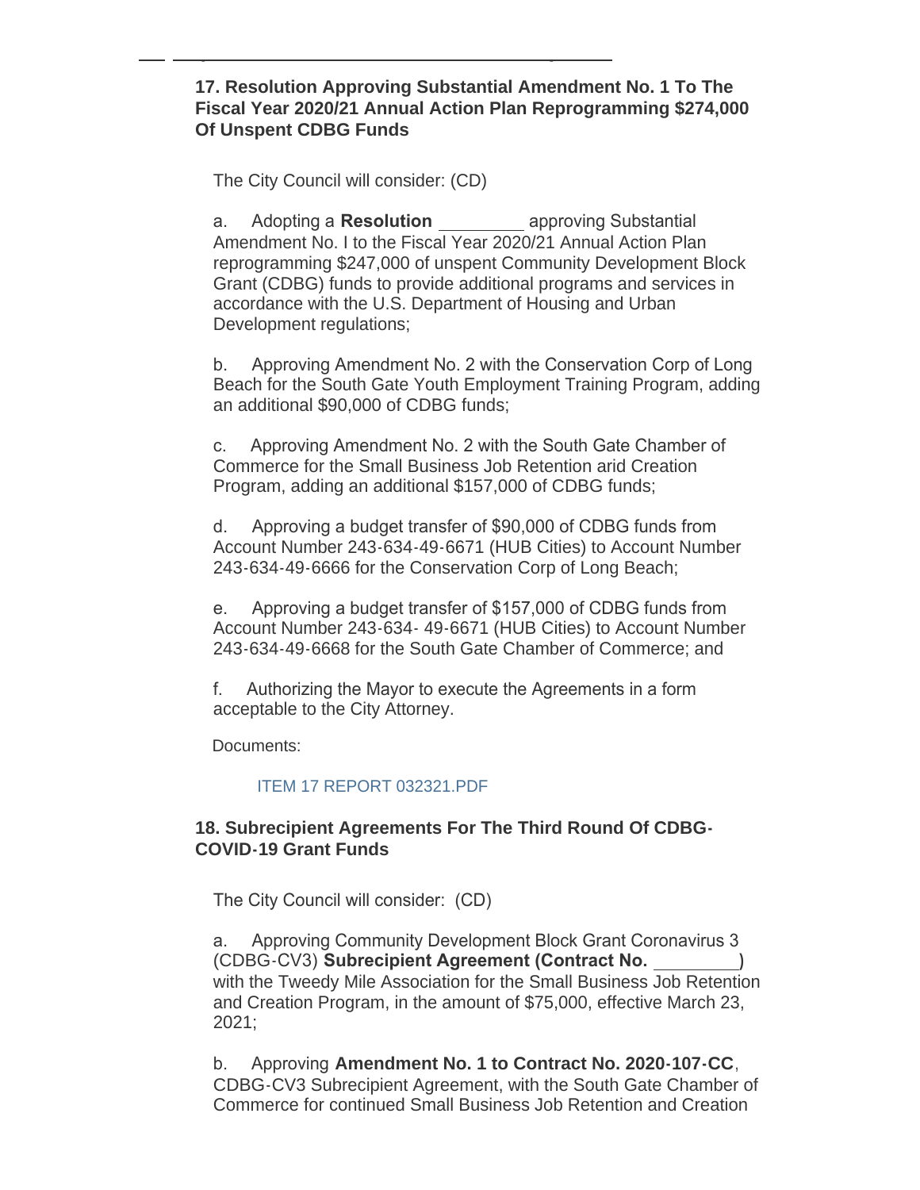**17. Resolution Approving Substantial Amendment No. 1 To The Fiscal Year 2020/21 Annual Action Plan Reprogramming $274,000 Of Unspent CDBG Funds**

The City Council will consider: (CD)

a. Adopting a **Resolution** _________ approving Substantial Amendment No. I to the Fiscal Year 2020/21 Annual Action Plan reprogramming $247,000 of unspent Community Development Block Grant (CDBG) funds to provide additional programs and services in accordance with the U.S. Department of Housing and Urban Development regulations;

b. Approving Amendment No. 2 with the Conservation Corp of Long Beach for the South Gate Youth Employment Training Program, adding an additional $90,000 of CDBG funds;

c. Approving Amendment No. 2 with the South Gate Chamber of Commerce for the Small Business Job Retention arid Creation Program, adding an additional $157,000 of CDBG funds;

d. Approving a budget transfer of $90,000 of CDBG funds from Account Number 243-634-49-6671 (HUB Cities) to Account Number 243-634-49-6666 for the Conservation Corp of Long Beach;

e. Approving a budget transfer of $157,000 of CDBG funds from Account Number 243-634- 49-6671 (HUB Cities) to Account Number 243-634-49-6668 for the South Gate Chamber of Commerce; and

f. Authorizing the Mayor to execute the Agreements in a form acceptable to the City Attorney.

Documents:

ITEM 17 REPORT 032321.PDF

**18. Subrecipient Agreements For The Third Round Of CDBG-COVID-19 Grant Funds**

The City Council will consider: (CD)

a. Approving Community Development Block Grant Coronavirus 3 (CDBG-CV3) **Subrecipient Agreement (Contract No. _________)** with the Tweedy Mile Association for the Small Business Job Retention and Creation Program, in the amount of $75,000, effective March 23, 2021;

b. Approving **Amendment No. 1 to Contract No. 2020-107-CC**, CDBG-CV3 Subrecipient Agreement, with the South Gate Chamber of Commerce for continued Small Business Job Retention and Creation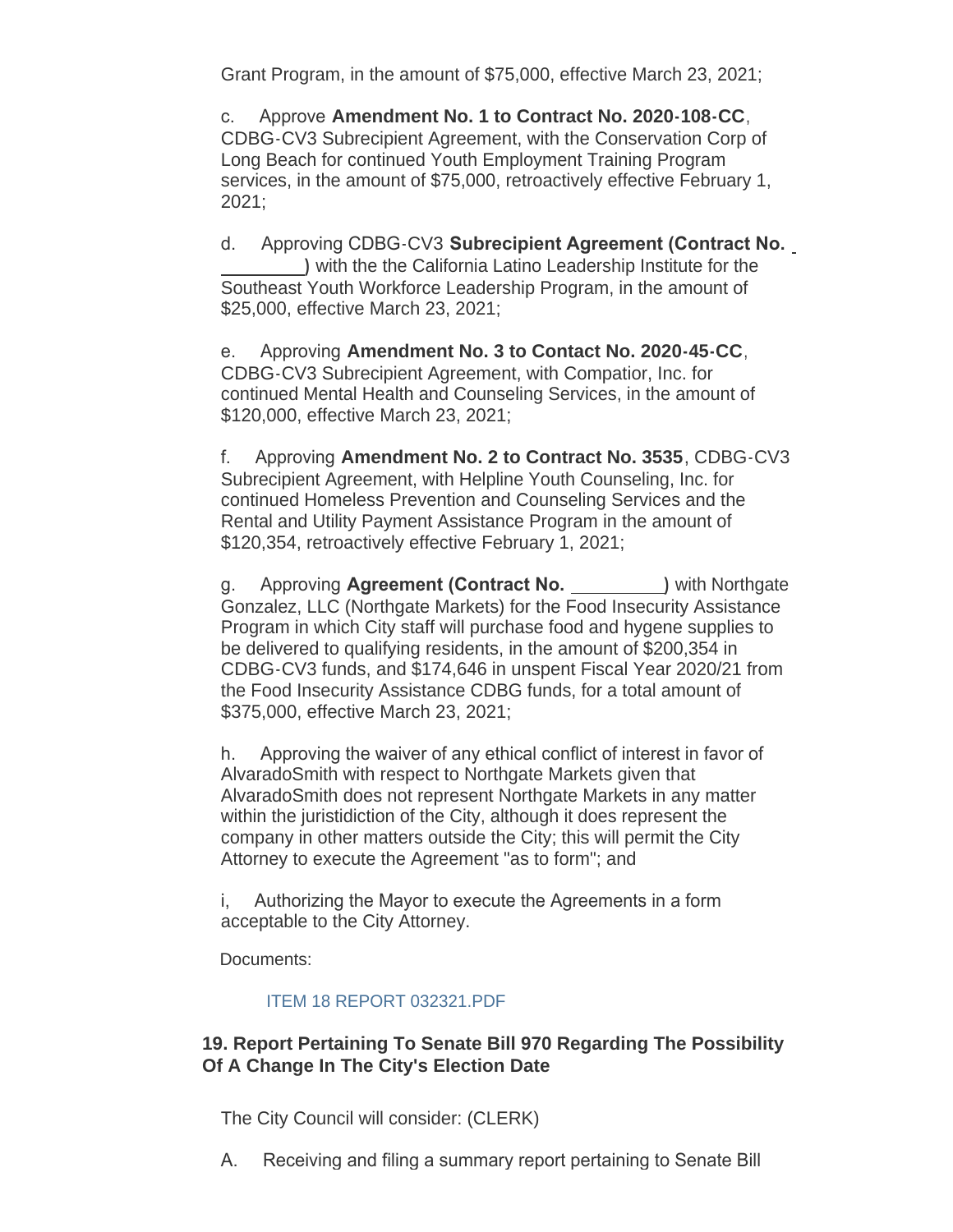Grant Program, in the amount of $75,000, effective March 23, 2021;

c. Approve **Amendment No. 1 to Contract No. 2020-108-CC**, CDBG-CV3 Subrecipient Agreement, with the Conservation Corp of Long Beach for continued Youth Employment Training Program services, in the amount of $75,000, retroactively effective February 1, 2021;

d. Approving CDBG-CV3 **Subrecipient Agreement (Contract No. ________)** with the the California Latino Leadership Institute for the Southeast Youth Workforce Leadership Program, in the amount of $25,000, effective March 23, 2021;

e. Approving **Amendment No. 3 to Contact No. 2020-45-CC**, CDBG-CV3 Subrecipient Agreement, with Compatior, Inc. for continued Mental Health and Counseling Services, in the amount of $120,000, effective March 23, 2021;

f. Approving **Amendment No. 2 to Contract No. 3535**, CDBG-CV3 Subrecipient Agreement, with Helpline Youth Counseling, Inc. for continued Homeless Prevention and Counseling Services and the Rental and Utility Payment Assistance Program in the amount of $120,354, retroactively effective February 1, 2021;

g. Approving **Agreement (Contract No. ________)** with Northgate Gonzalez, LLC (Northgate Markets) for the Food Insecurity Assistance Program in which City staff will purchase food and hygene supplies to be delivered to qualifying residents, in the amount of $200,354 in CDBG-CV3 funds, and $174,646 in unspent Fiscal Year 2020/21 from the Food Insecurity Assistance CDBG funds, for a total amount of $375,000, effective March 23, 2021;

h. Approving the waiver of any ethical conflict of interest in favor of AlvaradoSmith with respect to Northgate Markets given that AlvaradoSmith does not represent Northgate Markets in any matter within the juristidiction of the City, although it does represent the company in other matters outside the City; this will permit the City Attorney to execute the Agreement "as to form"; and

i, Authorizing the Mayor to execute the Agreements in a form acceptable to the City Attorney.

Documents:

ITEM 18 REPORT 032321.PDF

### 19. Report Pertaining To Senate Bill 970 Regarding The Possibility Of A Change In The City's Election Date

The City Council will consider: (CLERK)

A. Receiving and filing a summary report pertaining to Senate Bill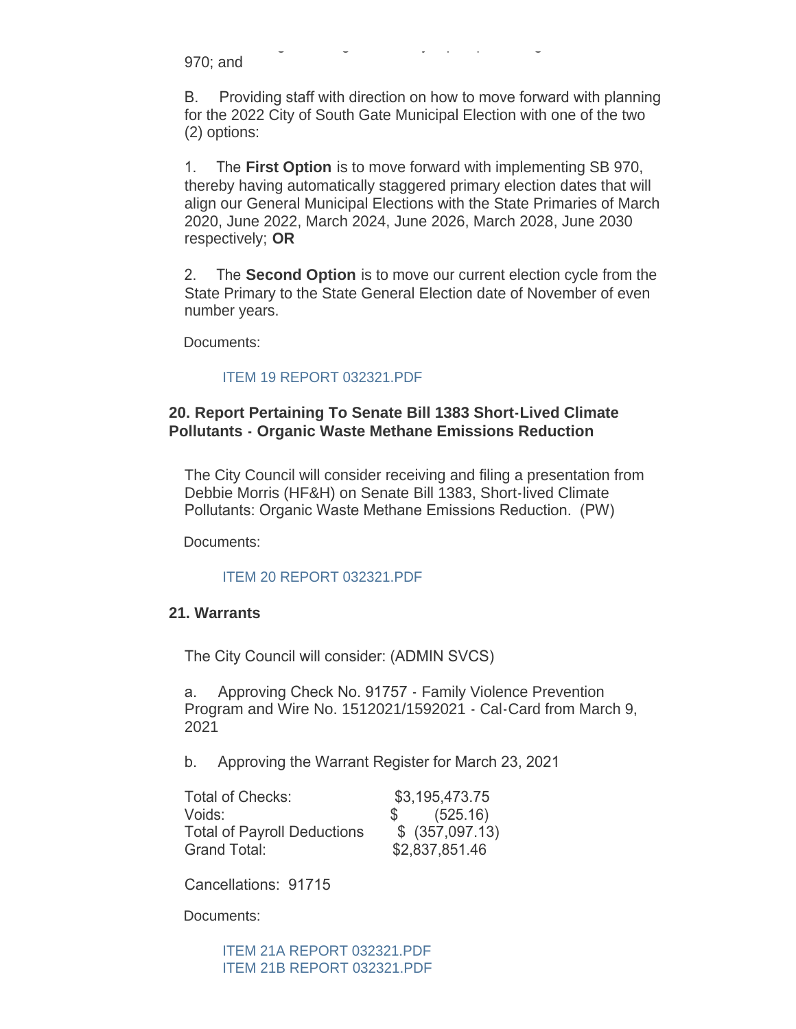970; and

B. Providing staff with direction on how to move forward with planning for the 2022 City of South Gate Municipal Election with one of the two (2) options:

1. The **First Option** is to move forward with implementing SB 970, thereby having automatically staggered primary election dates that will align our General Municipal Elections with the State Primaries of March 2020, June 2022, March 2024, June 2026, March 2028, June 2030 respectively; **OR**

2. The **Second Option** is to move our current election cycle from the State Primary to the State General Election date of November of even number years.

Documents:

ITEM 19 REPORT 032321.PDF

### 20. Report Pertaining To Senate Bill 1383 Short-Lived Climate Pollutants - Organic Waste Methane Emissions Reduction

The City Council will consider receiving and filing a presentation from Debbie Morris (HF&H) on Senate Bill 1383, Short-lived Climate Pollutants: Organic Waste Methane Emissions Reduction. (PW)

Documents:

ITEM 20 REPORT 032321.PDF

### 21. Warrants

The City Council will consider: (ADMIN SVCS)

a. Approving Check No. 91757 - Family Violence Prevention Program and Wire No. 1512021/1592021 - Cal-Card from March 9, 2021

b. Approving the Warrant Register for March 23, 2021

| | |
|---|---|
| Total of Checks: | $3,195,473.75 |
| Voids: | $ (525.16) |
| Total of Payroll Deductions | $ (357,097.13) |
| Grand Total: | $2,837,851.46 |

Cancellations: 91715

Documents:

ITEM 21A REPORT 032321.PDF
ITEM 21B REPORT 032321.PDF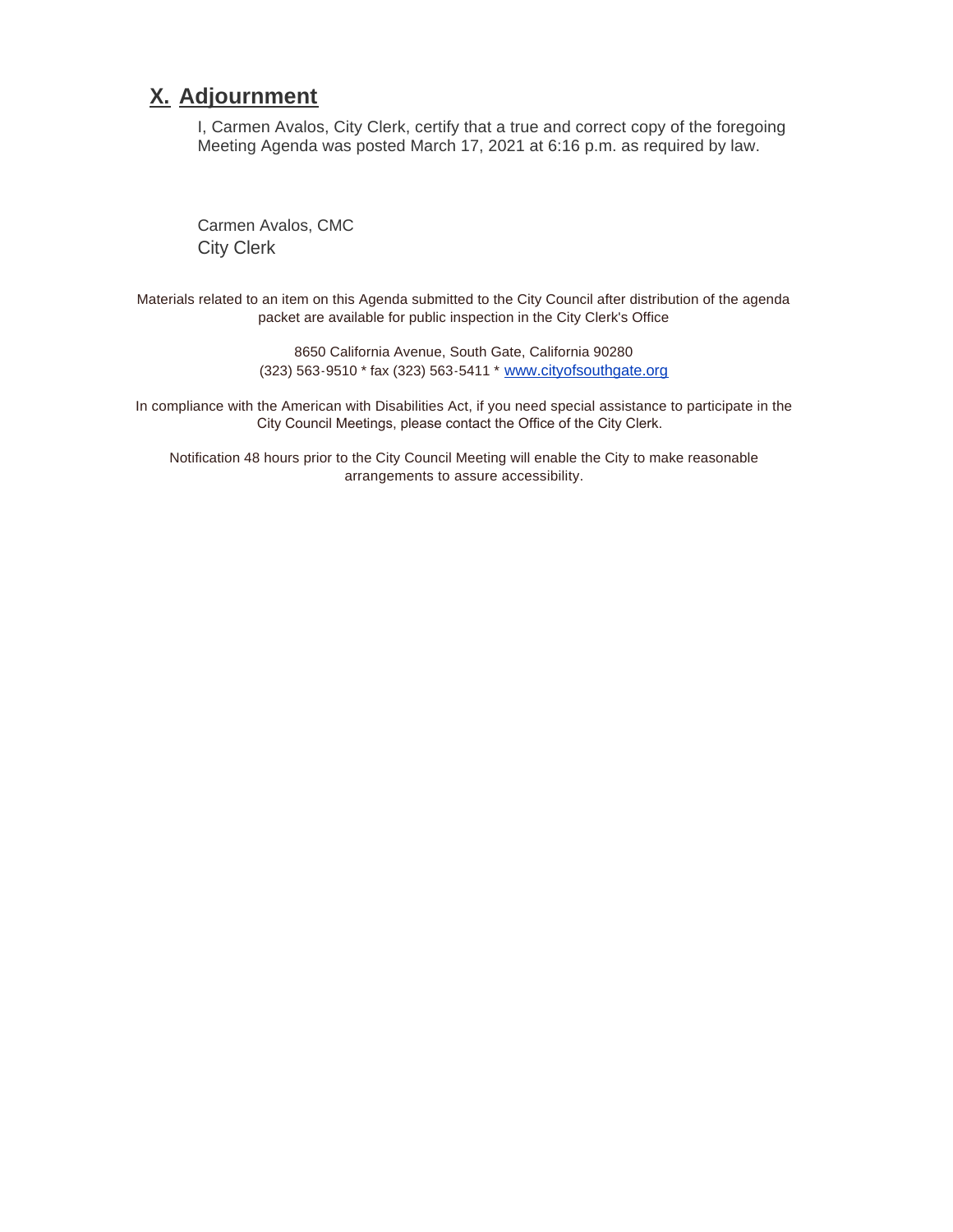## X. Adjournment

I, Carmen Avalos, City Clerk, certify that a true and correct copy of the foregoing Meeting Agenda was posted March 17, 2021 at 6:16 p.m. as required by law.

Carmen Avalos, CMC
City Clerk

Materials related to an item on this Agenda submitted to the City Council after distribution of the agenda packet are available for public inspection in the City Clerk's Office

8650 California Avenue, South Gate, California 90280
(323) 563-9510 * fax (323) 563-5411 * www.cityofsouthgate.org

In compliance with the American with Disabilities Act, if you need special assistance to participate in the City Council Meetings, please contact the Office of the City Clerk.

Notification 48 hours prior to the City Council Meeting will enable the City to make reasonable arrangements to assure accessibility.